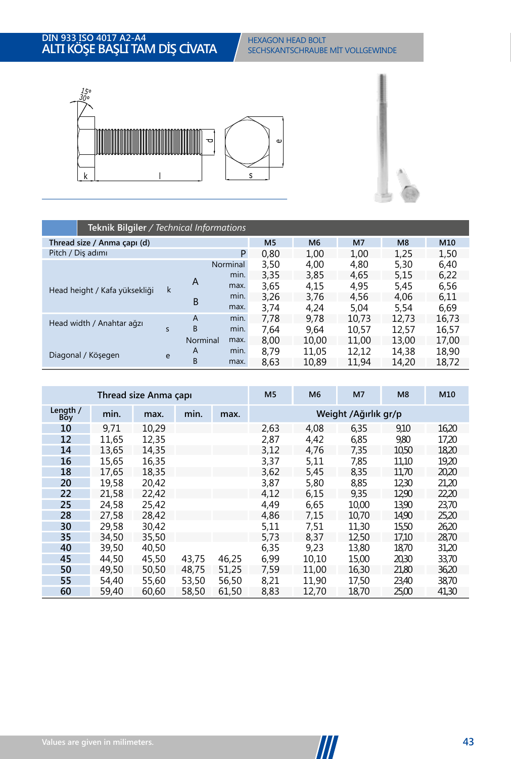# DIN 933 ISO 4017 A2-A4
# ALTI KÖŞE BAŞLI TAM DİŞ CİVATA

HEXAGON HEAD BOLT
SECHSKANTSCHRAUBE MİT VOLLGEWINDE

## Teknik Bilgiler / *Technical Informations*

| Thread size / Anma çapı (d) | | | | M5 | M6 | M7 | M8 | M10 |
|---|---|---|---|---|---|---|---|---|
| Pitch / Diş adımı | | | P | 0,80 | 1,00 | 1,00 | 1,25 | 1,50 |
| Head height / Kafa yüksekliği | k | | Norminal | 3,50 | 4,00 | 4,80 | 5,30 | 6,40 |
| | | A | min. | 3,35 | 3,85 | 4,65 | 5,15 | 6,22 |
| | | | max. | 3,65 | 4,15 | 4,95 | 5,45 | 6,56 |
| | | B | min. | 3,26 | 3,76 | 4,56 | 4,06 | 6,11 |
| | | | max. | 3,74 | 4,24 | 5,04 | 5,54 | 6,69 |
| Head width / Anahtar ağzı | s | A | min. | 7,78 | 9,78 | 10,73 | 12,73 | 16,73 |
| | | B | min. | 7,64 | 9,64 | 10,57 | 12,57 | 16,57 |
| | | Norminal | max. | 8,00 | 10,00 | 11,00 | 13,00 | 17,00 |
| Diagonal / Köşegen | e | A | min. | 8,79 | 11,05 | 12,12 | 14,38 | 18,90 |
| | | B | max. | 8,63 | 10,89 | 11,94 | 14,20 | 18,72 |

| Thread size Anma çapı | | | | | M5 | M6 | M7 | M8 | M10 |
|---|---|---|---|---|---|---|---|---|---|
| Length / Boy | min. | max. | min. | max. | Weight /Ağırlık gr/p | | | | |
| 10 | 9,71 | 10,29 | | | 2,63 | 4,08 | 6,35 | 9,10 | 16,20 |
| 12 | 11,65 | 12,35 | | | 2,87 | 4,42 | 6,85 | 9,80 | 17,20 |
| 14 | 13,65 | 14,35 | | | 3,12 | 4,76 | 7,35 | 10,50 | 18,20 |
| 16 | 15,65 | 16,35 | | | 3,37 | 5,11 | 7,85 | 11,10 | 19,20 |
| 18 | 17,65 | 18,35 | | | 3,62 | 5,45 | 8,35 | 11,70 | 20,20 |
| 20 | 19,58 | 20,42 | | | 3,87 | 5,80 | 8,85 | 12,30 | 21,20 |
| 22 | 21,58 | 22,42 | | | 4,12 | 6,15 | 9,35 | 12,90 | 22,20 |
| 25 | 24,58 | 25,42 | | | 4,49 | 6,65 | 10,00 | 13,90 | 23,70 |
| 28 | 27,58 | 28,42 | | | 4,86 | 7,15 | 10,70 | 14,90 | 25,20 |
| 30 | 29,58 | 30,42 | | | 5,11 | 7,51 | 11,30 | 15,50 | 26,20 |
| 35 | 34,50 | 35,50 | | | 5,73 | 8,37 | 12,50 | 17,10 | 28,70 |
| 40 | 39,50 | 40,50 | | | 6,35 | 9,23 | 13,80 | 18,70 | 31,20 |
| 45 | 44,50 | 45,50 | 43,75 | 46,25 | 6,99 | 10,10 | 15,00 | 20,30 | 33,70 |
| 50 | 49,50 | 50,50 | 48,75 | 51,25 | 7,59 | 11,00 | 16,30 | 21,80 | 36,20 |
| 55 | 54,40 | 55,60 | 53,50 | 56,50 | 8,21 | 11,90 | 17,50 | 23,40 | 38,70 |
| 60 | 59,40 | 60,60 | 58,50 | 61,50 | 8,83 | 12,70 | 18,70 | 25,00 | 41,30 |

Values are given in milimeters.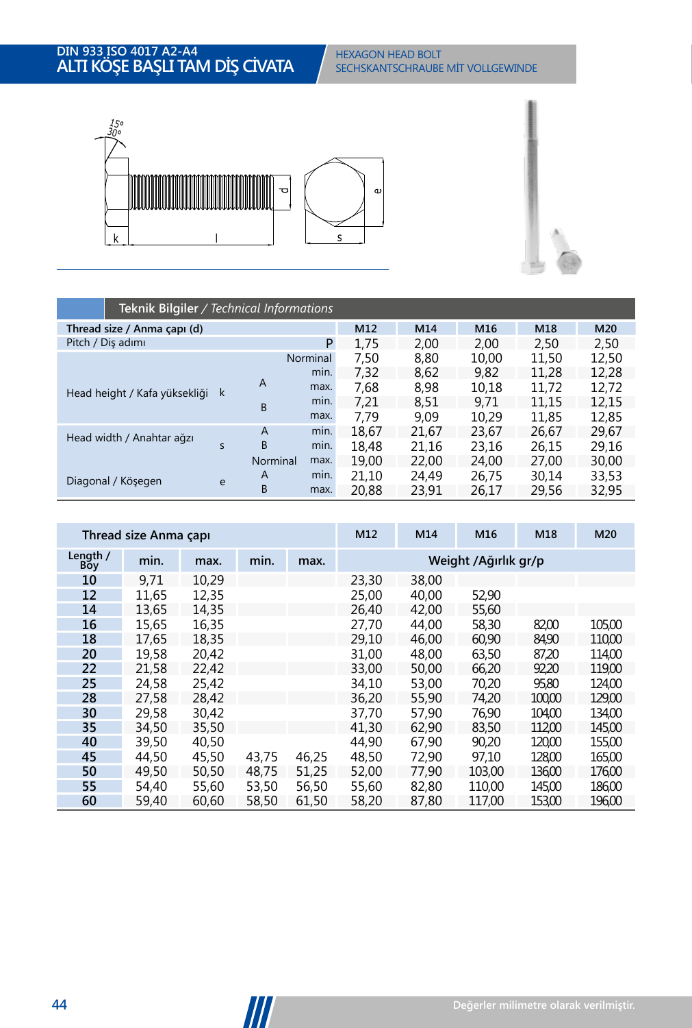# DIN 933 ISO 4017 A2-A4
# ALTI KÖŞE BAŞLI TAM DİŞ CİVATA

HEXAGON HEAD BOLT
SECHSKANTSCHRAUBE MİT VOLLGEWINDE

## Teknik Bilgiler / *Technical Informations*

| Thread size / Anma çapı (d) | | | | M12 | M14 | M16 | M18 | M20 |
|---|---|---|---|---|---|---|---|---|
| Pitch / Diş adımı | | | P | 1,75 | 2,00 | 2,00 | 2,50 | 2,50 |
| Head height / Kafa yüksekliği | k | | Norminal | 7,50 | 8,80 | 10,00 | 11,50 | 12,50 |
| | | A | min. | 7,32 | 8,62 | 9,82 | 11,28 | 12,28 |
| | | | max. | 7,68 | 8,98 | 10,18 | 11,72 | 12,72 |
| | | B | min. | 7,21 | 8,51 | 9,71 | 11,15 | 12,15 |
| | | | max. | 7,79 | 9,09 | 10,29 | 11,85 | 12,85 |
| Head width / Anahtar ağzı | s | A | min. | 18,67 | 21,67 | 23,67 | 26,67 | 29,67 |
| | | B | min. | 18,48 | 21,16 | 23,16 | 26,15 | 29,16 |
| | | Norminal | max. | 19,00 | 22,00 | 24,00 | 27,00 | 30,00 |
| Diagonal / Köşegen | e | A | min. | 21,10 | 24,49 | 26,75 | 30,14 | 33,53 |
| | | B | max. | 20,88 | 23,91 | 26,17 | 29,56 | 32,95 |

| Thread size Anma çapı | | | | | M12 | M14 | M16 | M18 | M20 |
|---|---|---|---|---|---|---|---|---|---|
| Length / Boy | min. | max. | min. | max. | Weight /Ağırlık gr/p | | | | |
| 10 | 9,71 | 10,29 | | | 23,30 | 38,00 | | | |
| 12 | 11,65 | 12,35 | | | 25,00 | 40,00 | 52,90 | | |
| 14 | 13,65 | 14,35 | | | 26,40 | 42,00 | 55,60 | | |
| 16 | 15,65 | 16,35 | | | 27,70 | 44,00 | 58,30 | 82,00 | 105,00 |
| 18 | 17,65 | 18,35 | | | 29,10 | 46,00 | 60,90 | 84,90 | 110,00 |
| 20 | 19,58 | 20,42 | | | 31,00 | 48,00 | 63,50 | 87,20 | 114,00 |
| 22 | 21,58 | 22,42 | | | 33,00 | 50,00 | 66,20 | 92,20 | 119,00 |
| 25 | 24,58 | 25,42 | | | 34,10 | 53,00 | 70,20 | 95,80 | 124,00 |
| 28 | 27,58 | 28,42 | | | 36,20 | 55,90 | 74,20 | 100,00 | 129,00 |
| 30 | 29,58 | 30,42 | | | 37,70 | 57,90 | 76,90 | 104,00 | 134,00 |
| 35 | 34,50 | 35,50 | | | 41,30 | 62,90 | 83,50 | 112,00 | 145,00 |
| 40 | 39,50 | 40,50 | | | 44,90 | 67,90 | 90,20 | 120,00 | 155,00 |
| 45 | 44,50 | 45,50 | 43,75 | 46,25 | 48,50 | 72,90 | 97,10 | 128,00 | 165,00 |
| 50 | 49,50 | 50,50 | 48,75 | 51,25 | 52,00 | 77,90 | 103,00 | 136,00 | 176,00 |
| 55 | 54,40 | 55,60 | 53,50 | 56,50 | 55,60 | 82,80 | 110,00 | 145,00 | 186,00 |
| 60 | 59,40 | 60,60 | 58,50 | 61,50 | 58,20 | 87,80 | 117,00 | 153,00 | 196,00 |

Değerler milimetre olarak verilmiştir.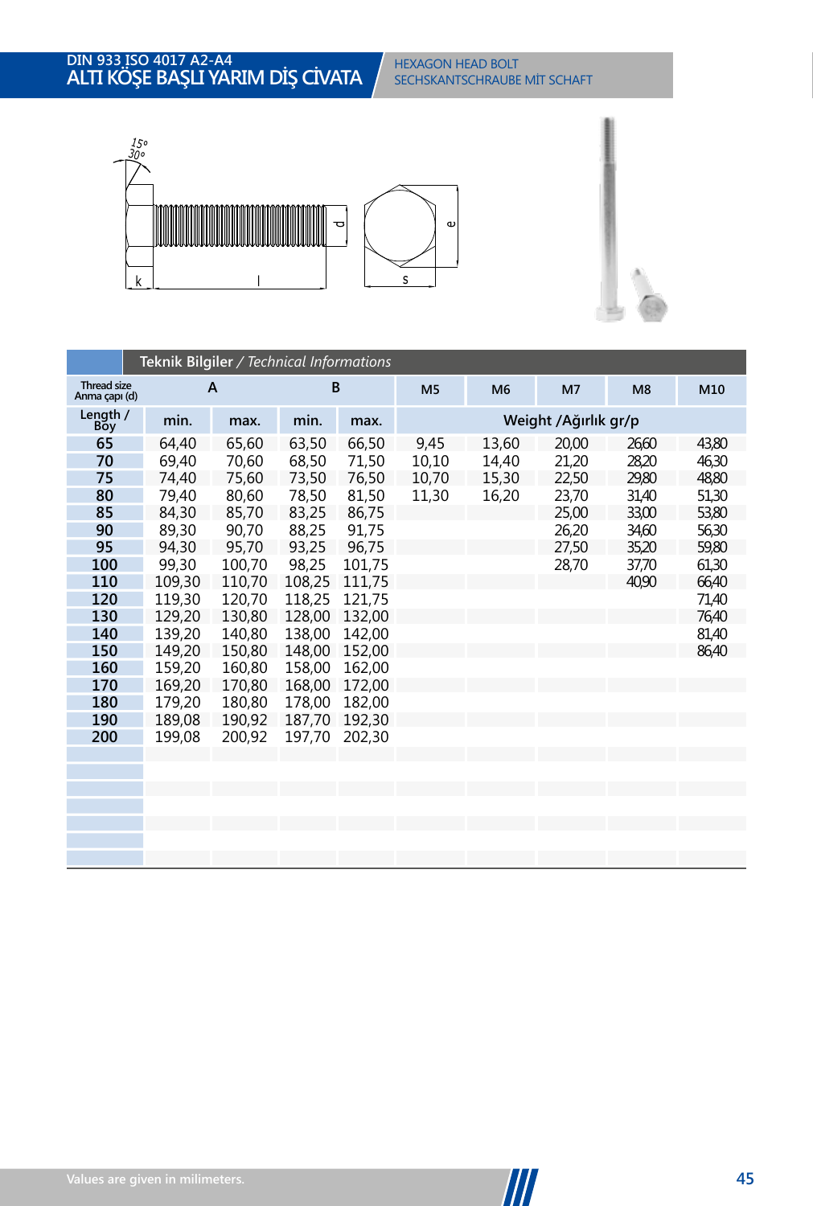# DIN 933 ISO 4017 A2-A4
# ALTI KÖŞE BAŞLI YARIM DİŞ CIVATA

HEXAGON HEAD BOLT
SECHSKANTSCHRAUBE MİT SCHAFT

## Teknik Bilgiler / *Technical Informations*

| Thread size Anma çapı (d) | A | | B | | M5 | M6 | M7 | M8 | M10 |
|---|---|---|---|---|---|---|---|---|---|
| Length / Boy | min. | max. | min. | max. | Weight /Ağırlık gr/p | | | | |
| **65** | 64,40 | 65,60 | 63,50 | 66,50 | 9,45 | 13,60 | 20,00 | 26,60 | 43,80 |
| **70** | 69,40 | 70,60 | 68,50 | 71,50 | 10,10 | 14,40 | 21,20 | 28,20 | 46,30 |
| **75** | 74,40 | 75,60 | 73,50 | 76,50 | 10,70 | 15,30 | 22,50 | 29,80 | 48,80 |
| **80** | 79,40 | 80,60 | 78,50 | 81,50 | 11,30 | 16,20 | 23,70 | 31,40 | 51,30 |
| **85** | 84,30 | 85,70 | 83,25 | 86,75 | | | 25,00 | 33,00 | 53,80 |
| **90** | 89,30 | 90,70 | 88,25 | 91,75 | | | 26,20 | 34,60 | 56,30 |
| **95** | 94,30 | 95,70 | 93,25 | 96,75 | | | 27,50 | 35,20 | 59,80 |
| **100** | 99,30 | 100,70 | 98,25 | 101,75 | | | 28,70 | 37,70 | 61,30 |
| **110** | 109,30 | 110,70 | 108,25 | 111,75 | | | | 40,90 | 66,40 |
| **120** | 119,30 | 120,70 | 118,25 | 121,75 | | | | | 71,40 |
| **130** | 129,20 | 130,80 | 128,00 | 132,00 | | | | | 76,40 |
| **140** | 139,20 | 140,80 | 138,00 | 142,00 | | | | | 81,40 |
| **150** | 149,20 | 150,80 | 148,00 | 152,00 | | | | | 86,40 |
| **160** | 159,20 | 160,80 | 158,00 | 162,00 | | | | | |
| **170** | 169,20 | 170,80 | 168,00 | 172,00 | | | | | |
| **180** | 179,20 | 180,80 | 178,00 | 182,00 | | | | | |
| **190** | 189,08 | 190,92 | 187,70 | 192,30 | | | | | |
| **200** | 199,08 | 200,92 | 197,70 | 202,30 | | | | | |

Values are given in milimeters.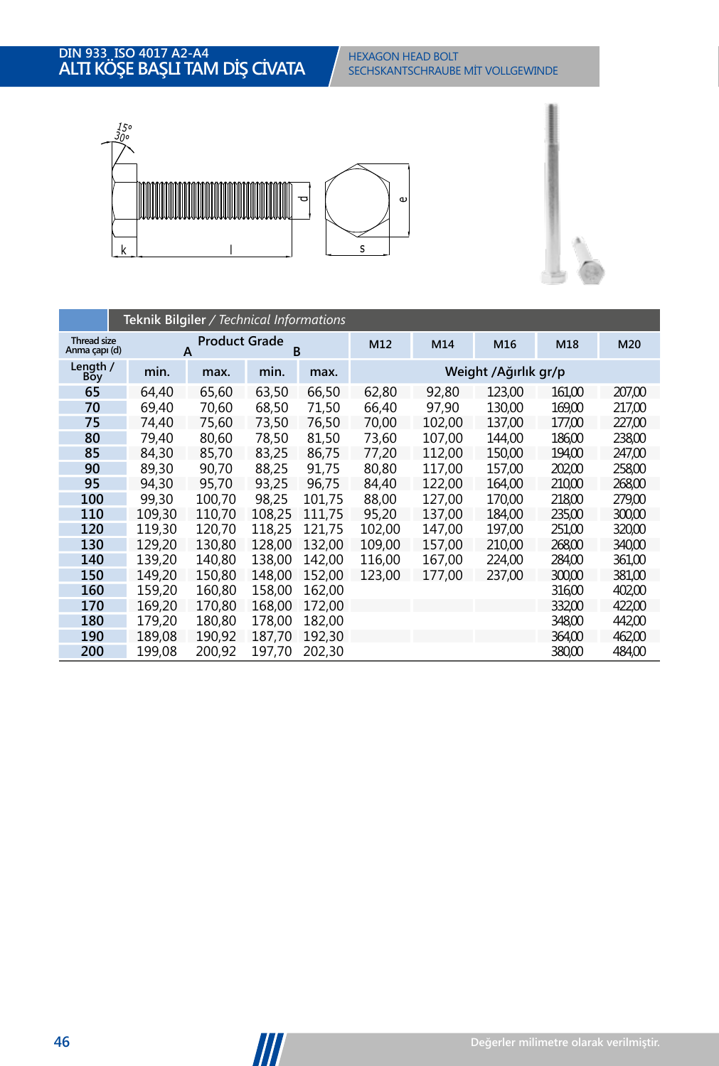# DIN 933 ISO 4017 A2-A4
# ALTI KÖŞE BAŞLI TAM DİŞ CİVATA

HEXAGON HEAD BOLT
SECHSKANTSCHRAUBE MİT VOLLGEWINDE

## Teknik Bilgiler / *Technical Informations*

| Thread size / Anma çapı (d) | Product Grade A | | Product Grade B | | M12 | M14 | M16 | M18 | M20 |
|---|---|---|---|---|---|---|---|---|---|
| Length / Boy | min. | max. | min. | max. | Weight /Ağırlık gr/p | | | | |
| 65 | 64,40 | 65,60 | 63,50 | 66,50 | 62,80 | 92,80 | 123,00 | 161,00 | 207,00 |
| 70 | 69,40 | 70,60 | 68,50 | 71,50 | 66,40 | 97,90 | 130,00 | 169,00 | 217,00 |
| 75 | 74,40 | 75,60 | 73,50 | 76,50 | 70,00 | 102,00 | 137,00 | 177,00 | 227,00 |
| 80 | 79,40 | 80,60 | 78,50 | 81,50 | 73,60 | 107,00 | 144,00 | 186,00 | 238,00 |
| 85 | 84,30 | 85,70 | 83,25 | 86,75 | 77,20 | 112,00 | 150,00 | 194,00 | 247,00 |
| 90 | 89,30 | 90,70 | 88,25 | 91,75 | 80,80 | 117,00 | 157,00 | 202,00 | 258,00 |
| 95 | 94,30 | 95,70 | 93,25 | 96,75 | 84,40 | 122,00 | 164,00 | 210,00 | 268,00 |
| 100 | 99,30 | 100,70 | 98,25 | 101,75 | 88,00 | 127,00 | 170,00 | 218,00 | 279,00 |
| 110 | 109,30 | 110,70 | 108,25 | 111,75 | 95,20 | 137,00 | 184,00 | 235,00 | 300,00 |
| 120 | 119,30 | 120,70 | 118,25 | 121,75 | 102,00 | 147,00 | 197,00 | 251,00 | 320,00 |
| 130 | 129,20 | 130,80 | 128,00 | 132,00 | 109,00 | 157,00 | 210,00 | 268,00 | 340,00 |
| 140 | 139,20 | 140,80 | 138,00 | 142,00 | 116,00 | 167,00 | 224,00 | 284,00 | 361,00 |
| 150 | 149,20 | 150,80 | 148,00 | 152,00 | 123,00 | 177,00 | 237,00 | 300,00 | 381,00 |
| 160 | 159,20 | 160,80 | 158,00 | 162,00 | | | | 316,00 | 402,00 |
| 170 | 169,20 | 170,80 | 168,00 | 172,00 | | | | 332,00 | 422,00 |
| 180 | 179,20 | 180,80 | 178,00 | 182,00 | | | | 348,00 | 442,00 |
| 190 | 189,08 | 190,92 | 187,70 | 192,30 | | | | 364,00 | 462,00 |
| 200 | 199,08 | 200,92 | 197,70 | 202,30 | | | | 380,00 | 484,00 |

Değerler milimetre olarak verilmiştir.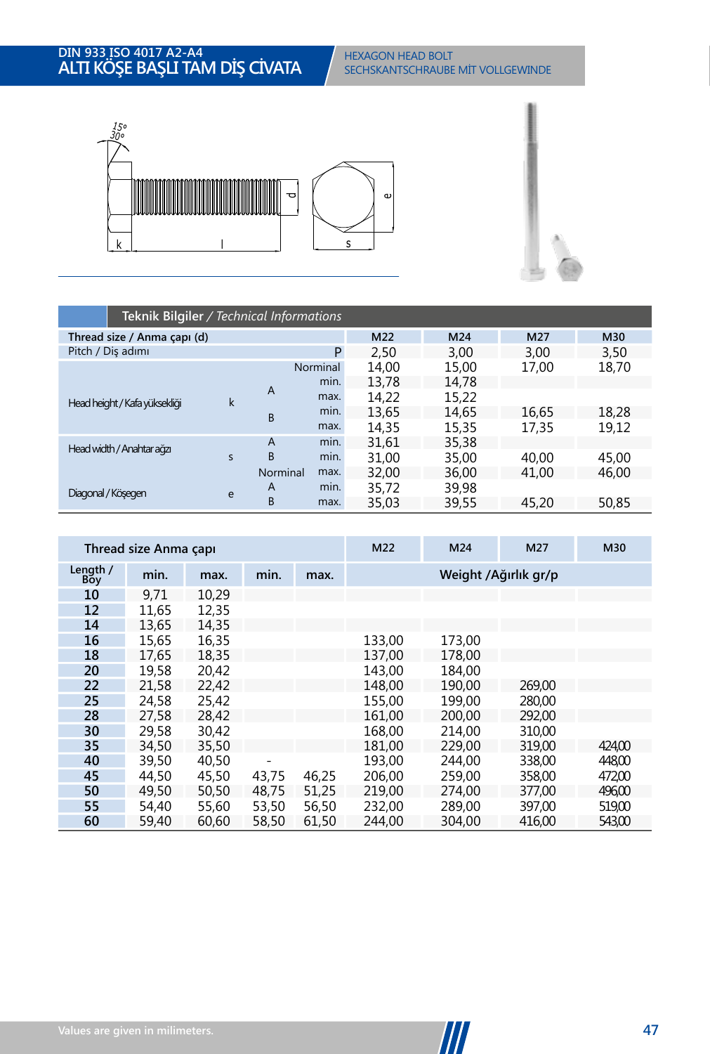# DIN 933 ISO 4017 A2-A4
# ALTI KÖŞE BAŞLI TAM DİŞ CİVATA

HEXAGON HEAD BOLT
SECHSKANTSCHRAUBE MİT VOLLGEWINDE

## Teknik Bilgiler / *Technical Informations*

| Thread size / Anma çapı (d) | | | | M22 | M24 | M27 | M30 |
|---|---|---|---|---|---|---|---|
| Pitch / Diş adımı | | | P | 2,50 | 3,00 | 3,00 | 3,50 |
| Head height / Kafa yüksekliği | k | | Norminal | 14,00 | 15,00 | 17,00 | 18,70 |
| | | A | min. | 13,78 | 14,78 | | |
| | | | max. | 14,22 | 15,22 | | |
| | | B | min. | 13,65 | 14,65 | 16,65 | 18,28 |
| | | | max. | 14,35 | 15,35 | 17,35 | 19,12 |
| Head width / Anahtar ağzı | s | A | min. | 31,61 | 35,38 | | |
| | | B | min. | 31,00 | 35,00 | 40,00 | 45,00 |
| | | Norminal | max. | 32,00 | 36,00 | 41,00 | 46,00 |
| Diagonal / Köşegen | e | A | min. | 35,72 | 39,98 | | |
| | | B | max. | 35,03 | 39,55 | 45,20 | 50,85 |

| Thread size Anma çapı | | | | | M22 | M24 | M27 | M30 |
|---|---|---|---|---|---|---|---|---|
| Length / Boy | min. | max. | min. | max. | Weight /Ağırlık gr/p | | | |
| 10 | 9,71 | 10,29 | | | | | | |
| 12 | 11,65 | 12,35 | | | | | | |
| 14 | 13,65 | 14,35 | | | | | | |
| 16 | 15,65 | 16,35 | | | 133,00 | 173,00 | | |
| 18 | 17,65 | 18,35 | | | 137,00 | 178,00 | | |
| 20 | 19,58 | 20,42 | | | 143,00 | 184,00 | | |
| 22 | 21,58 | 22,42 | | | 148,00 | 190,00 | 269,00 | |
| 25 | 24,58 | 25,42 | | | 155,00 | 199,00 | 280,00 | |
| 28 | 27,58 | 28,42 | | | 161,00 | 200,00 | 292,00 | |
| 30 | 29,58 | 30,42 | | | 168,00 | 214,00 | 310,00 | |
| 35 | 34,50 | 35,50 | | | 181,00 | 229,00 | 319,00 | 424,00 |
| 40 | 39,50 | 40,50 | - | | 193,00 | 244,00 | 338,00 | 448,00 |
| 45 | 44,50 | 45,50 | 43,75 | 46,25 | 206,00 | 259,00 | 358,00 | 472,00 |
| 50 | 49,50 | 50,50 | 48,75 | 51,25 | 219,00 | 274,00 | 377,00 | 496,00 |
| 55 | 54,40 | 55,60 | 53,50 | 56,50 | 232,00 | 289,00 | 397,00 | 519,00 |
| 60 | 59,40 | 60,60 | 58,50 | 61,50 | 244,00 | 304,00 | 416,00 | 543,00 |

Values are given in milimeters.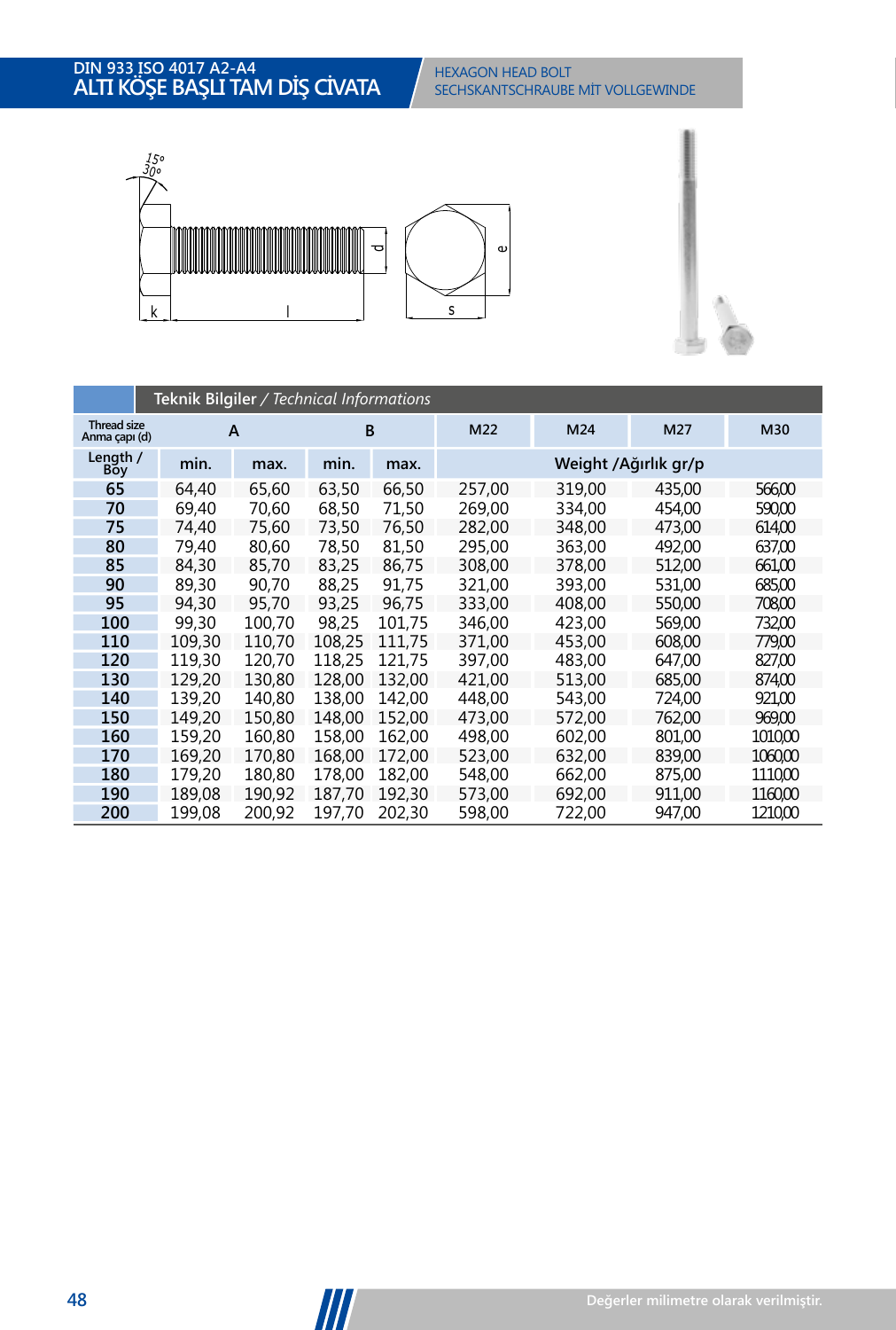# DIN 933 ISO 4017 A2-A4
# ALTI KÖŞE BAŞLI TAM DİŞ CİVATA

HEXAGON HEAD BOLT
SECHSKANTSCHRAUBE MİT VOLLGEWINDE

**Teknik Bilgiler** / *Technical Informations*

| Thread size Anma çapı (d) | A | | B | | M22 | M24 | M27 | M30 |
|---|---|---|---|---|---|---|---|---|
| Length / Boy | min. | max. | min. | max. | Weight /Ağırlık gr/p | | | |
| 65 | 64,40 | 65,60 | 63,50 | 66,50 | 257,00 | 319,00 | 435,00 | 566,00 |
| 70 | 69,40 | 70,60 | 68,50 | 71,50 | 269,00 | 334,00 | 454,00 | 590,00 |
| 75 | 74,40 | 75,60 | 73,50 | 76,50 | 282,00 | 348,00 | 473,00 | 614,00 |
| 80 | 79,40 | 80,60 | 78,50 | 81,50 | 295,00 | 363,00 | 492,00 | 637,00 |
| 85 | 84,30 | 85,70 | 83,25 | 86,75 | 308,00 | 378,00 | 512,00 | 661,00 |
| 90 | 89,30 | 90,70 | 88,25 | 91,75 | 321,00 | 393,00 | 531,00 | 685,00 |
| 95 | 94,30 | 95,70 | 93,25 | 96,75 | 333,00 | 408,00 | 550,00 | 708,00 |
| 100 | 99,30 | 100,70 | 98,25 | 101,75 | 346,00 | 423,00 | 569,00 | 732,00 |
| 110 | 109,30 | 110,70 | 108,25 | 111,75 | 371,00 | 453,00 | 608,00 | 779,00 |
| 120 | 119,30 | 120,70 | 118,25 | 121,75 | 397,00 | 483,00 | 647,00 | 827,00 |
| 130 | 129,20 | 130,80 | 128,00 | 132,00 | 421,00 | 513,00 | 685,00 | 874,00 |
| 140 | 139,20 | 140,80 | 138,00 | 142,00 | 448,00 | 543,00 | 724,00 | 921,00 |
| 150 | 149,20 | 150,80 | 148,00 | 152,00 | 473,00 | 572,00 | 762,00 | 969,00 |
| 160 | 159,20 | 160,80 | 158,00 | 162,00 | 498,00 | 602,00 | 801,00 | 1010,00 |
| 170 | 169,20 | 170,80 | 168,00 | 172,00 | 523,00 | 632,00 | 839,00 | 1060,00 |
| 180 | 179,20 | 180,80 | 178,00 | 182,00 | 548,00 | 662,00 | 875,00 | 1110,00 |
| 190 | 189,08 | 190,92 | 187,70 | 192,30 | 573,00 | 692,00 | 911,00 | 1160,00 |
| 200 | 199,08 | 200,92 | 197,70 | 202,30 | 598,00 | 722,00 | 947,00 | 1210,00 |

Değerler milimetre olarak verilmiştir.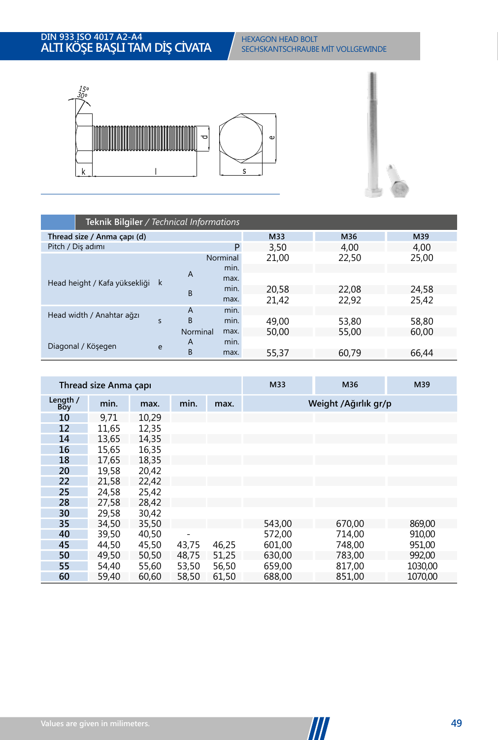# DIN 933 ISO 4017 A2-A4
# ALTI KÖŞE BAŞLI TAM DİŞ CİVATA

HEXAGON HEAD BOLT
SECHSKANTSCHRAUBE MİT VOLLGEWINDE

## Teknik Bilgiler / *Technical Informations*

| Thread size / Anma çapı (d) | | | | M33 | M36 | M39 |
|---|---|---|---|---|---|---|
| Pitch / Diş adımı | | | P | 3,50 | 4,00 | 4,00 |
| Head height / Kafa yüksekliği | k | | Norminal | 21,00 | 22,50 | 25,00 |
| | | A | min. | | | |
| | | | max. | | | |
| | | B | min. | 20,58 | 22,08 | 24,58 |
| | | | max. | 21,42 | 22,92 | 25,42 |
| Head width / Anahtar ağzı | s | A | min. | | | |
| | | B | min. | 49,00 | 53,80 | 58,80 |
| | | Norminal | max. | 50,00 | 55,00 | 60,00 |
| Diagonal / Köşegen | e | A | min. | | | |
| | | B | max. | 55,37 | 60,79 | 66,44 |

| Thread size Anma çapı | | | | | M33 | M36 | M39 |
|---|---|---|---|---|---|---|---|
| Length / Boy | min. | max. | min. | max. | Weight /Ağırlık gr/p | | |
| 10 | 9,71 | 10,29 | | | | | |
| 12 | 11,65 | 12,35 | | | | | |
| 14 | 13,65 | 14,35 | | | | | |
| 16 | 15,65 | 16,35 | | | | | |
| 18 | 17,65 | 18,35 | | | | | |
| 20 | 19,58 | 20,42 | | | | | |
| 22 | 21,58 | 22,42 | | | | | |
| 25 | 24,58 | 25,42 | | | | | |
| 28 | 27,58 | 28,42 | | | | | |
| 30 | 29,58 | 30,42 | | | | | |
| 35 | 34,50 | 35,50 | | | 543,00 | 670,00 | 869,00 |
| 40 | 39,50 | 40,50 | - | | 572,00 | 714,00 | 910,00 |
| 45 | 44,50 | 45,50 | 43,75 | 46,25 | 601,00 | 748,00 | 951,00 |
| 50 | 49,50 | 50,50 | 48,75 | 51,25 | 630,00 | 783,00 | 992,00 |
| 55 | 54,40 | 55,60 | 53,50 | 56,50 | 659,00 | 817,00 | 1030,00 |
| 60 | 59,40 | 60,60 | 58,50 | 61,50 | 688,00 | 851,00 | 1070,00 |

Values are given in milimeters.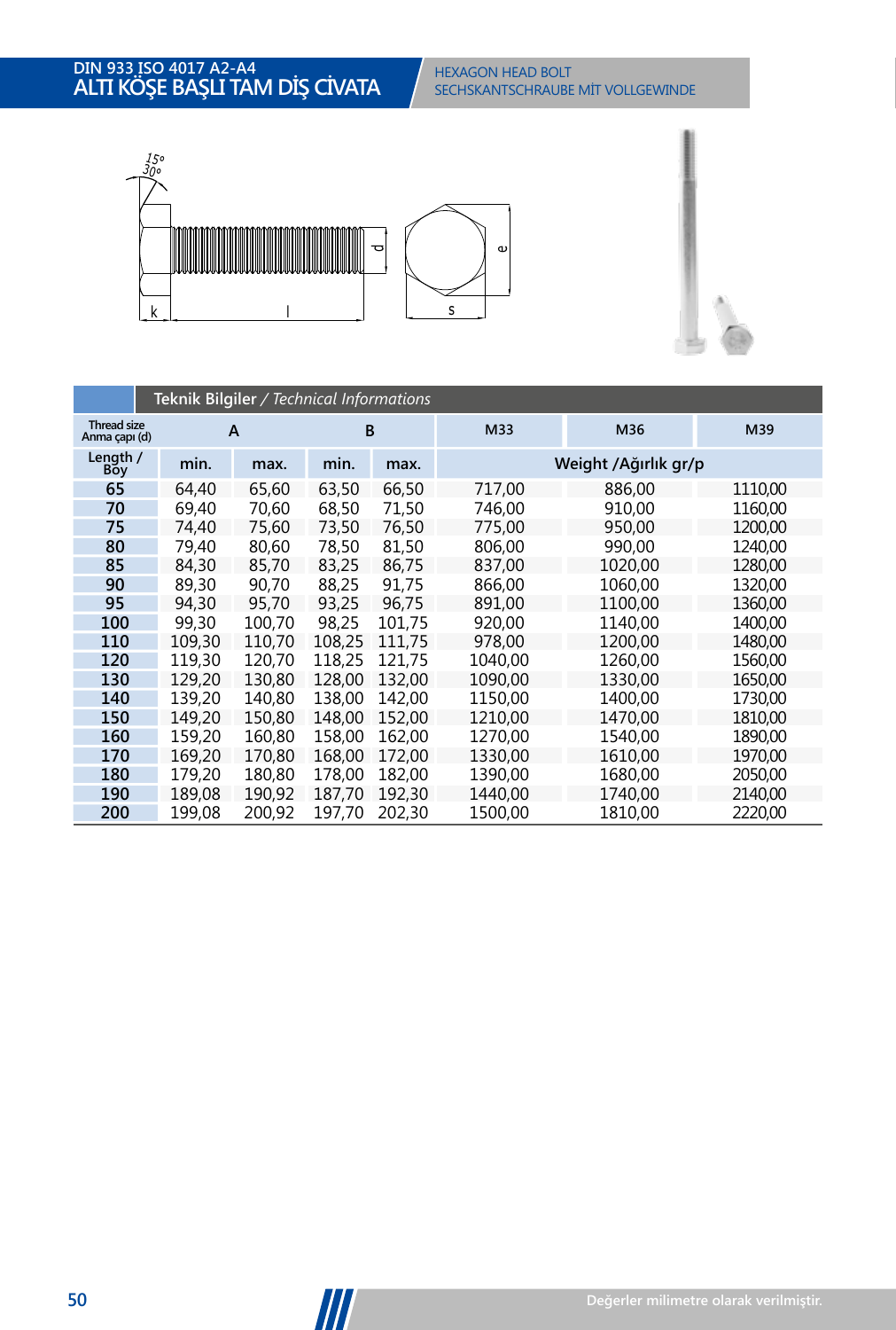# DIN 933 ISO 4017 A2-A4
# ALTI KÖŞE BAŞLI TAM DİŞ CİVATA

HEXAGON HEAD BOLT
SECHSKANTSCHRAUBE MİT VOLLGEWINDE

15°
30°
k
l
d
s
e

**Teknik Bilgiler** / *Technical Informations*

| Thread size Anma çapı (d) | A | | B | | M33 | M36 | M39 |
|---|---|---|---|---|---|---|---|
| Length / Boy | min. | max. | min. | max. | Weight /Ağırlık gr/p | | |
| **65** | 64,40 | 65,60 | 63,50 | 66,50 | 717,00 | 886,00 | 1110,00 |
| **70** | 69,40 | 70,60 | 68,50 | 71,50 | 746,00 | 910,00 | 1160,00 |
| **75** | 74,40 | 75,60 | 73,50 | 76,50 | 775,00 | 950,00 | 1200,00 |
| **80** | 79,40 | 80,60 | 78,50 | 81,50 | 806,00 | 990,00 | 1240,00 |
| **85** | 84,30 | 85,70 | 83,25 | 86,75 | 837,00 | 1020,00 | 1280,00 |
| **90** | 89,30 | 90,70 | 88,25 | 91,75 | 866,00 | 1060,00 | 1320,00 |
| **95** | 94,30 | 95,70 | 93,25 | 96,75 | 891,00 | 1100,00 | 1360,00 |
| **100** | 99,30 | 100,70 | 98,25 | 101,75 | 920,00 | 1140,00 | 1400,00 |
| **110** | 109,30 | 110,70 | 108,25 | 111,75 | 978,00 | 1200,00 | 1480,00 |
| **120** | 119,30 | 120,70 | 118,25 | 121,75 | 1040,00 | 1260,00 | 1560,00 |
| **130** | 129,20 | 130,80 | 128,00 | 132,00 | 1090,00 | 1330,00 | 1650,00 |
| **140** | 139,20 | 140,80 | 138,00 | 142,00 | 1150,00 | 1400,00 | 1730,00 |
| **150** | 149,20 | 150,80 | 148,00 | 152,00 | 1210,00 | 1470,00 | 1810,00 |
| **160** | 159,20 | 160,80 | 158,00 | 162,00 | 1270,00 | 1540,00 | 1890,00 |
| **170** | 169,20 | 170,80 | 168,00 | 172,00 | 1330,00 | 1610,00 | 1970,00 |
| **180** | 179,20 | 180,80 | 178,00 | 182,00 | 1390,00 | 1680,00 | 2050,00 |
| **190** | 189,08 | 190,92 | 187,70 | 192,30 | 1440,00 | 1740,00 | 2140,00 |
| **200** | 199,08 | 200,92 | 197,70 | 202,30 | 1500,00 | 1810,00 | 2220,00 |

Değerler milimetre olarak verilmiştir.